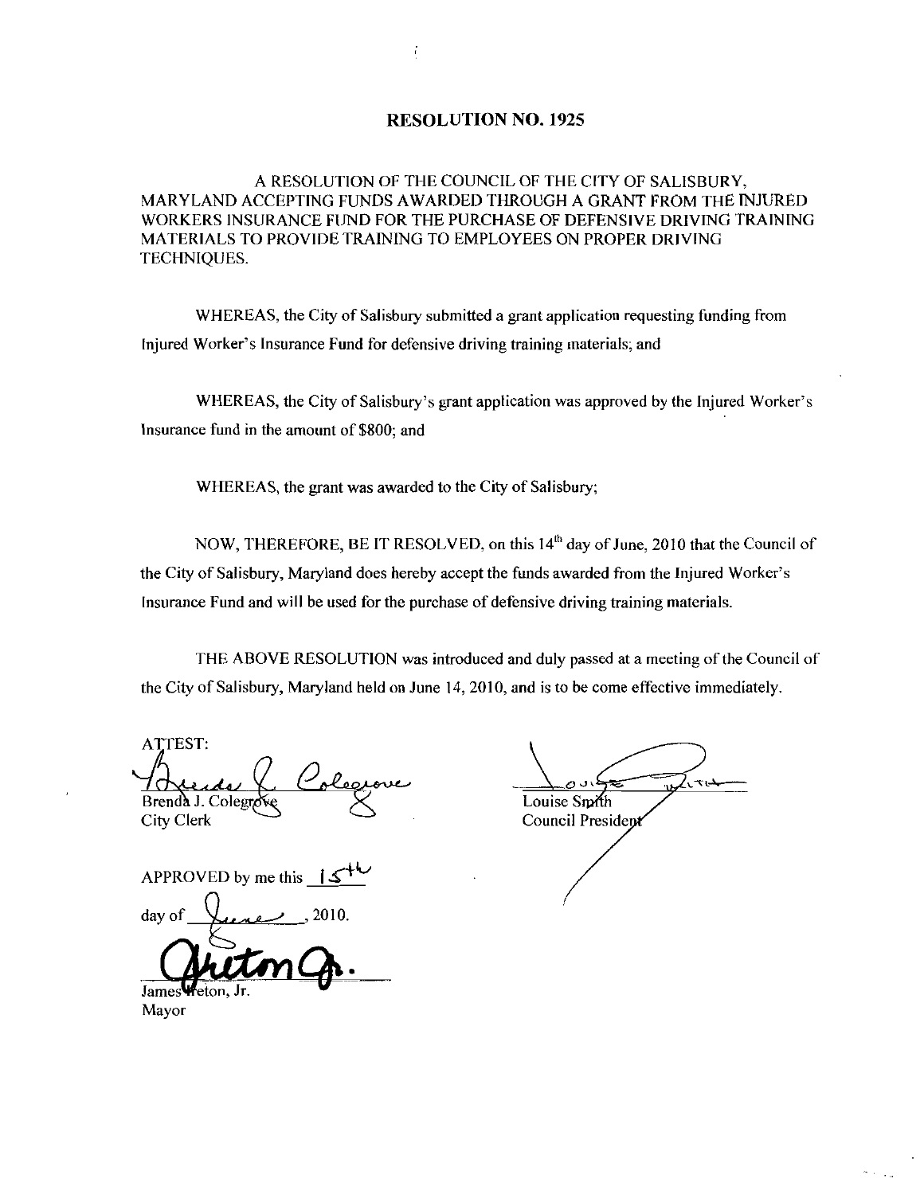# RESOLUTION NO. 1925

A RESOLUTION OF THE COUNCIL OF THE CITY OF SALISBURY, MARYLAND ACCEPTING FUNDS AWARDED THROUGH A GRANT FROM THE INJURED WORKERS INSURANCE FUND FOR THE PURCHASE OF DEFENSIVE DRIVING TRAINING MATERIALS TO PROVIDE TRAINING TO EMPLOYEES ON PROPER DRIVING TECHNIQUES.

WHEREAS, the City of Salisbury submitted a grant application requesting funding from Injured Worker's Insurance Fund for defensive driving training materials; and

WHEREAS, the City of Salisbury's grant application was approved by the Injured Worker's Insurance fund in the amount of $800; and

WHEREAS, the grant was awarded to the City of Salisbury;

NOW, THEREFORE, BE IT RESOLVED, on this 14th day of June, 2010 that the Council of the City of Salisbury, Maryland does hereby accept the funds awarded from the Injured Worker's Insurance Fund and will be used for the purchase of defensive driving training materials.

THE ABOVE RESOLUTION was introduced and duly passed at a meeting of the Council of the City of Salisbury, Maryland held on June 14, 2010, and is to be come effective immediately.

ATTEST:

Brenda J. Colegrove
City Clerk

Louise Smith
Council President

APPROVED by me this 15th day of June, 2010.

James Ireton, Jr.
Mayor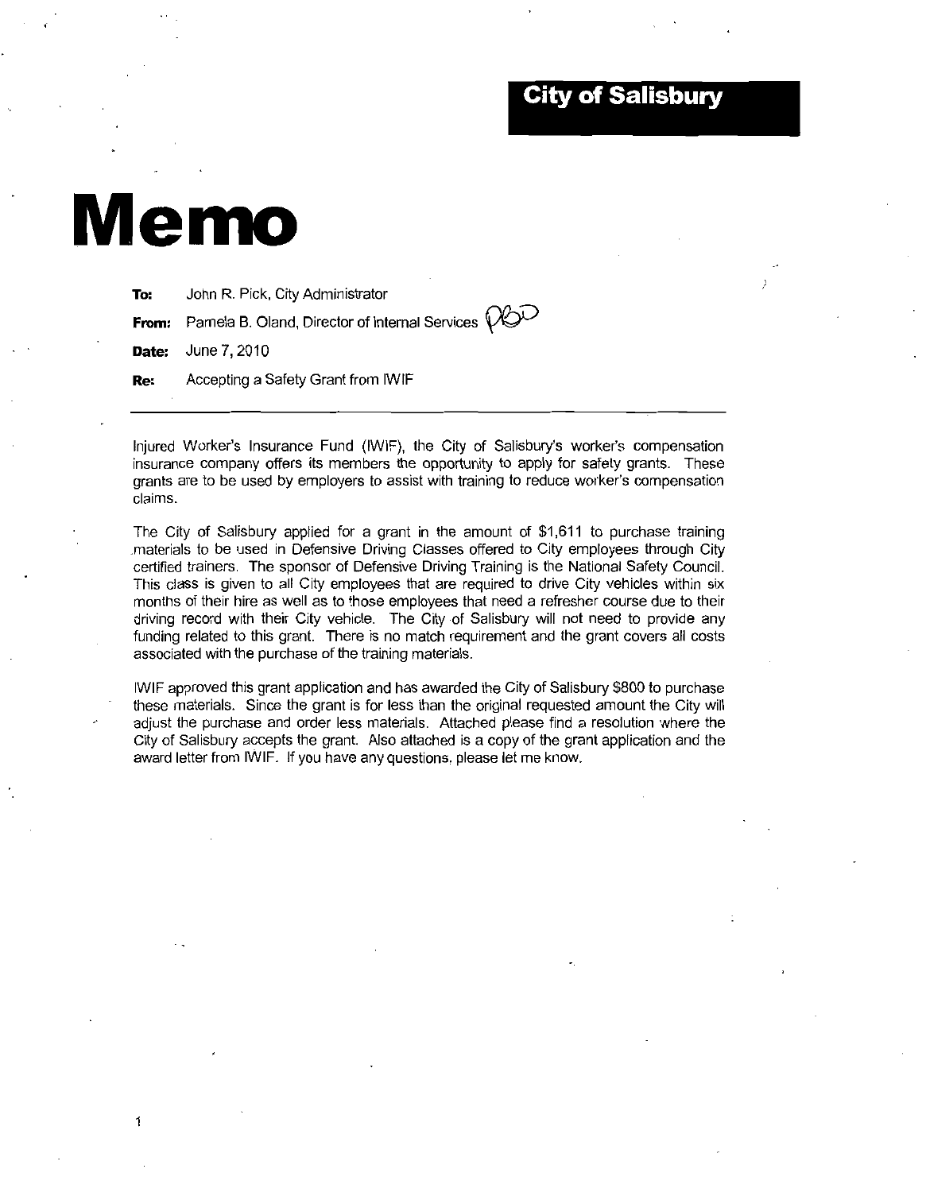City of Salisbury

# Memo

**To:** John R. Pick, City Administrator

**From:** Pamela B. Oland, Director of Internal Services PBO

**Date:** June 7, 2010

**Re:** Accepting a Safety Grant from IWIF

---

Injured Worker's Insurance Fund (IWIF), the City of Salisbury's worker's compensation insurance company offers its members the opportunity to apply for safety grants. These grants are to be used by employers to assist with training to reduce worker's compensation claims.

The City of Salisbury applied for a grant in the amount of $1,611 to purchase training materials to be used in Defensive Driving Classes offered to City employees through City certified trainers. The sponsor of Defensive Driving Training is the National Safety Council. This class is given to all City employees that are required to drive City vehicles within six months of their hire as well as to those employees that need a refresher course due to their driving record with their City vehicle. The City of Salisbury will not need to provide any funding related to this grant. There is no match requirement and the grant covers all costs associated with the purchase of the training materials.

IWIF approved this grant application and has awarded the City of Salisbury $800 to purchase these materials. Since the grant is for less than the original requested amount the City will adjust the purchase and order less materials. Attached please find a resolution where the City of Salisbury accepts the grant. Also attached is a copy of the grant application and the award letter from IWIF. If you have any questions, please let me know.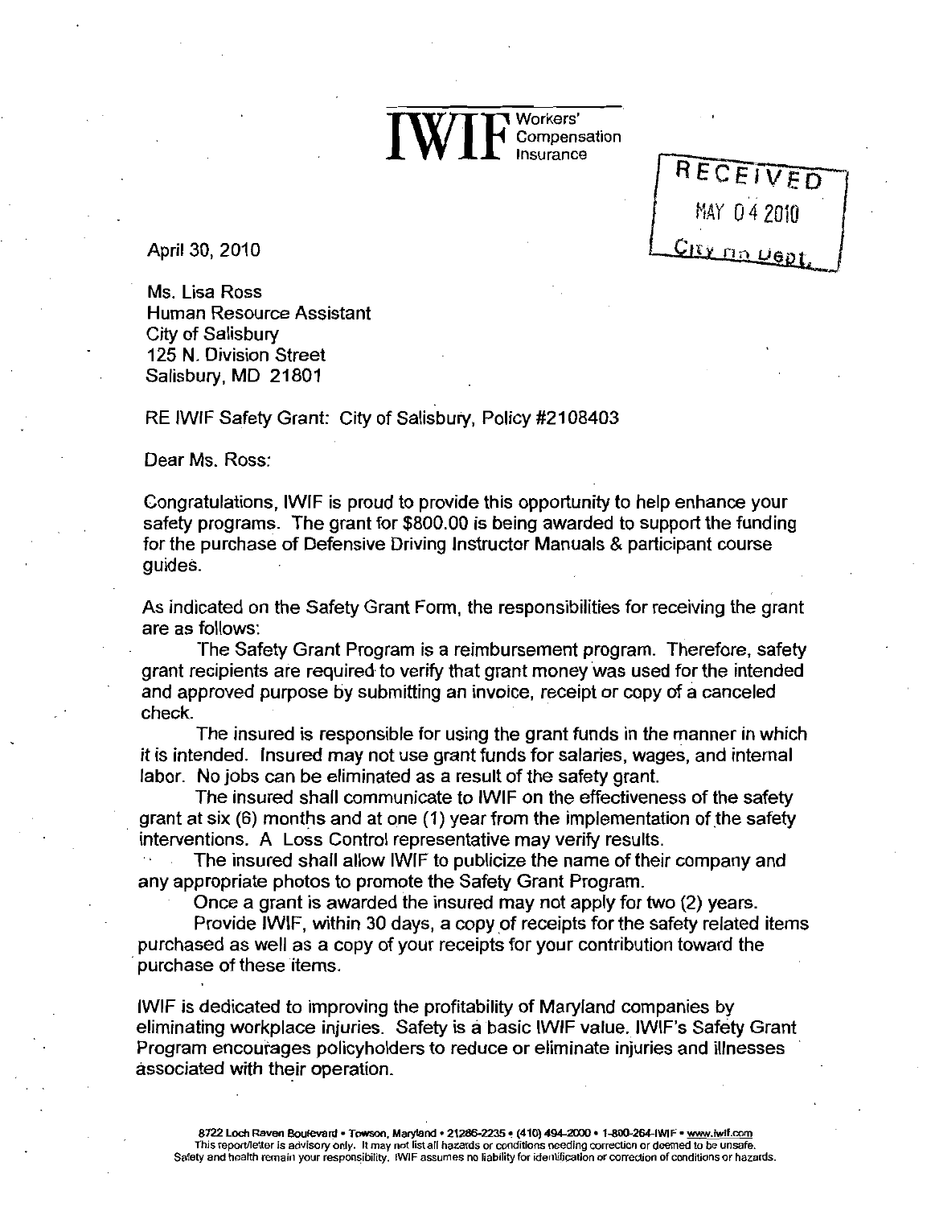**IWIF** Workers' Compensation Insurance

RECEIVED
MAY 04 2010
City HR Dept.

April 30, 2010

Ms. Lisa Ross
Human Resource Assistant
City of Salisbury
125 N. Division Street
Salisbury, MD 21801

RE IWIF Safety Grant: City of Salisbury, Policy #2108403

Dear Ms. Ross:

Congratulations, IWIF is proud to provide this opportunity to help enhance your safety programs. The grant for $800.00 is being awarded to support the funding for the purchase of Defensive Driving Instructor Manuals & participant course guides.

As indicated on the Safety Grant Form, the responsibilities for receiving the grant are as follows:

The Safety Grant Program is a reimbursement program. Therefore, safety grant recipients are required to verify that grant money was used for the intended and approved purpose by submitting an invoice, receipt or copy of a canceled check.

The insured is responsible for using the grant funds in the manner in which it is intended. Insured may not use grant funds for salaries, wages, and internal labor. No jobs can be eliminated as a result of the safety grant.

The insured shall communicate to IWIF on the effectiveness of the safety grant at six (6) months and at one (1) year from the implementation of the safety interventions. A Loss Control representative may verify results.

The insured shall allow IWIF to publicize the name of their company and any appropriate photos to promote the Safety Grant Program.

Once a grant is awarded the insured may not apply for two (2) years.

Provide IWIF, within 30 days, a copy of receipts for the safety related items purchased as well as a copy of your receipts for your contribution toward the purchase of these items.

IWIF is dedicated to improving the profitability of Maryland companies by eliminating workplace injuries. Safety is a basic IWIF value. IWIF's Safety Grant Program encourages policyholders to reduce or eliminate injuries and illnesses associated with their operation.

8722 Loch Raven Boulevard • Towson, Maryland • 21286-2235 • (410) 494-2000 • 1-800-264-IWIF • www.iwif.com
This report/letter is advisory only. It may not list all hazards or conditions needing correction or deemed to be unsafe.
Safety and health remain your responsibility. IWIF assumes no liability for identification or correction of conditions or hazards.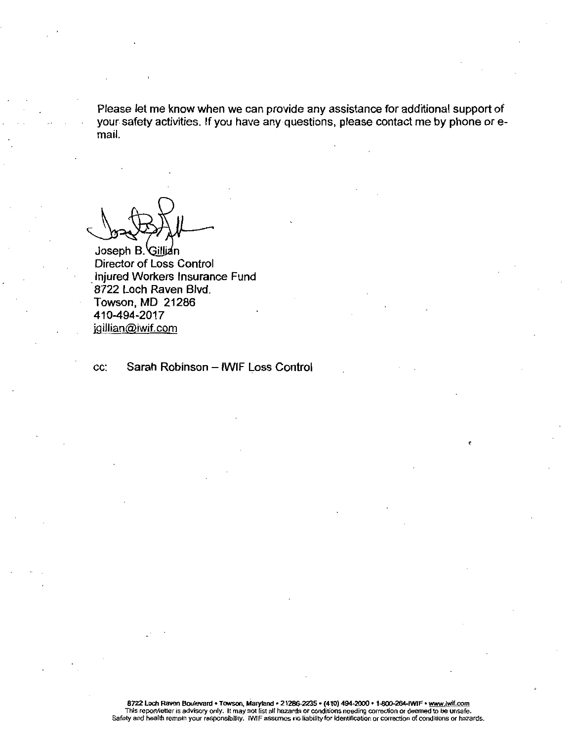Please let me know when we can provide any assistance for additional support of your safety activities. If you have any questions, please contact me by phone or e-mail.

Joseph B. Gillian
Director of Loss Control
Injured Workers Insurance Fund
8722 Loch Raven Blvd.
Towson, MD 21286
410-494-2017
jgillian@iwif.com

cc: Sarah Robinson – IWIF Loss Control

8722 Loch Raven Boulevard • Towson, Maryland • 21286-2235 • (410) 494-2000 • 1-800-264-IWIF • www.iwif.com
This report/letter is advisory only. It may not list all hazards or conditions needing correction or deemed to be unsafe.
Safety and health remain your responsibility. IWIF assumes no liability for identification or correction of conditions or hazards.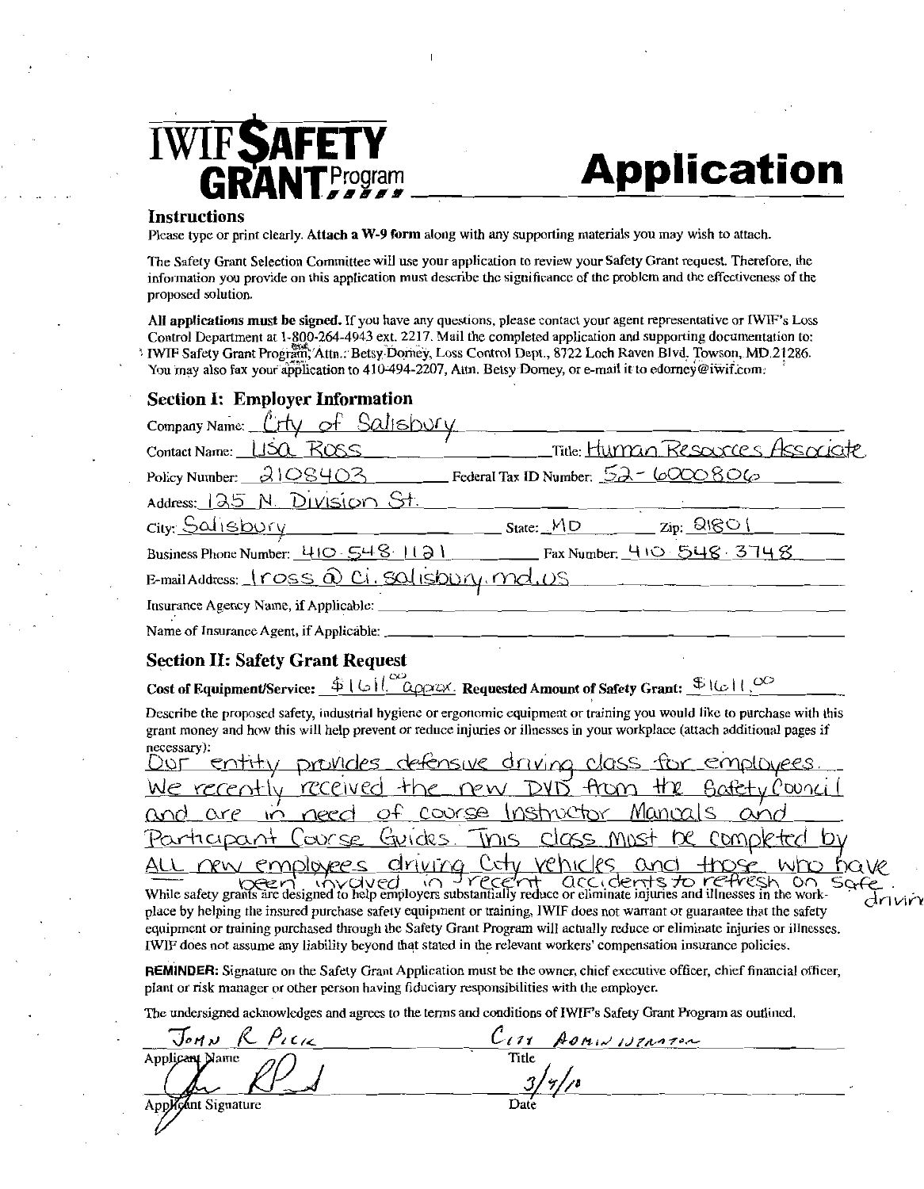# IWIF SAFETY GRANT Program

# Application

### Instructions

Please type or print clearly. **Attach a W-9 form** along with any supporting materials you may wish to attach.

The Safety Grant Selection Committee will use your application to review your Safety Grant request. Therefore, the information you provide on this application must describe the significance of the problem and the effectiveness of the proposed solution.

**All applications must be signed.** If you have any questions, please contact your agent representative or IWIF's Loss Control Department at 1-800-264-4943 ext. 2217. Mail the completed application and supporting documentation to: IWIF Safety Grant Program, Attn.: Betsy Dorney, Loss Control Dept., 8722 Loch Raven Blvd. Towson, MD 21286. You may also fax your application to 410-494-2207, Attn. Betsy Dorney, or e-mail it to edorney@iwif.com.

### Section I: Employer Information

Company Name: City of Salisbury

Contact Name: Lisa Ross  Title: Human Resources Associate

Policy Number: 2108403  Federal Tax ID Number: 52-6000806

Address: 125 N. Division St.

City: Salisbury  State: MD  Zip: 21801

Business Phone Number: 410-548-1121  Fax Number: 410-548-3748

E-mail Address: lross@ci.salisbury.md.us

Insurance Agency Name, if Applicable:

Name of Insurance Agent, if Applicable:

### Section II: Safety Grant Request

**Cost of Equipment/Service:** $1611.00 approx. **Requested Amount of Safety Grant:** $1611.00

Describe the proposed safety, industrial hygiene or ergonomic equipment or training you would like to purchase with this grant money and how this will help prevent or reduce injuries or illnesses in your workplace (attach additional pages if necessary):

Our entity provides defensive driving class for employees. We recently received the new DVD from the Safety Council and are in need of course Instructor Manuals and Participant Course Guides. This class must be completed by ALL new employees driving City vehicles and those who have been involved in recent accidents to refresh on safe driving.

While safety grants are designed to help employers substantially reduce or eliminate injuries and illnesses in the workplace by helping the insured purchase safety equipment or training, IWIF does not warrant or guarantee that the safety equipment or training purchased through the Safety Grant Program will actually reduce or eliminate injuries or illnesses. IWIF does not assume any liability beyond that stated in the relevant workers' compensation insurance policies.

**REMINDER:** Signature on the Safety Grant Application must be the owner, chief executive officer, chief financial officer, plant or risk manager or other person having fiduciary responsibilities with the employer.

The undersigned acknowledges and agrees to the terms and conditions of IWIF's Safety Grant Program as outlined.

John R Pick  City Administrator
Applicant Name  Title

[Signature]  3/4/10
Applicant Signature  Date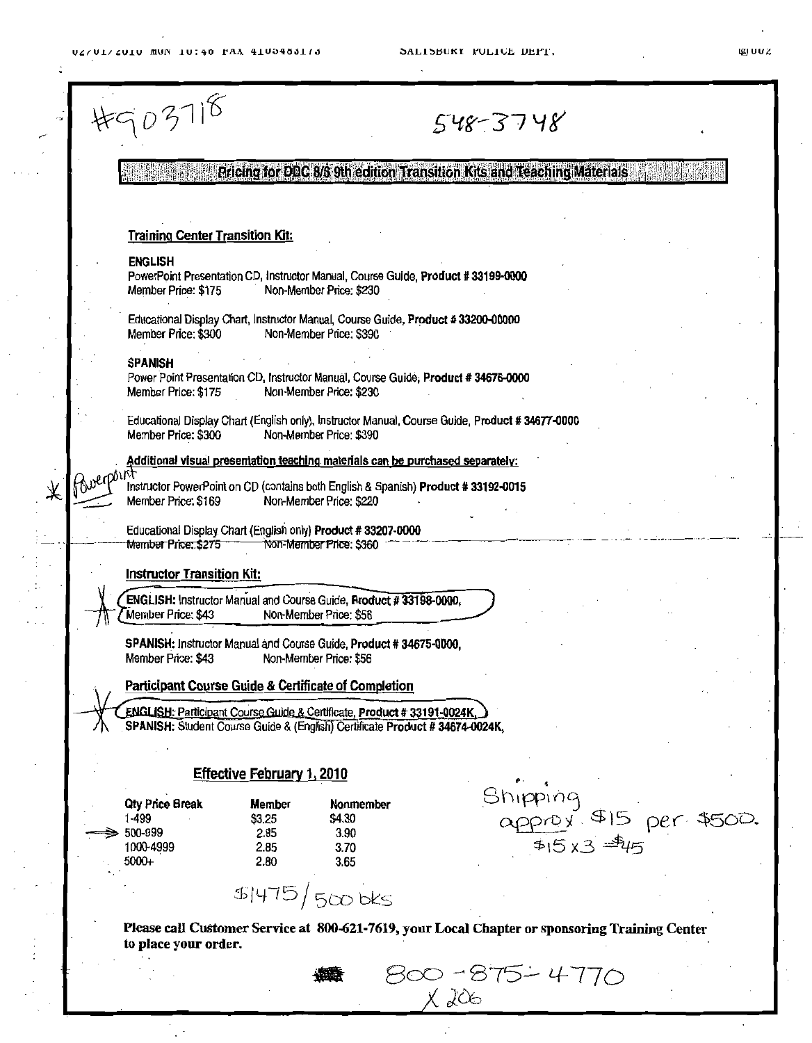#90378

548-3748

## Pricing for DDC 8/6 9th edition Transition Kits and Teaching Materials

**Training Center Transition Kit:**

**ENGLISH**

PowerPoint Presentation CD, Instructor Manual, Course Guide, **Product # 33199-0000**
Member Price: $175 Non-Member Price: $230

Educational Display Chart, Instructor Manual, Course Guide, **Product # 33200-00000**
Member Price: $300 Non-Member Price: $390

**SPANISH**

Power Point Presentation CD, Instructor Manual, Course Guide, **Product # 34676-0000**
Member Price: $175 Non-Member Price: $230

Educational Display Chart (English only), Instructor Manual, Course Guide, **Product # 34677-0000**
Member Price: $300 Non-Member Price: $390

Additional visual presentation teaching materials can be purchased separately:

* Powerpoint
Instructor PowerPoint on CD (contains both English & Spanish) **Product # 33192-0015**
Member Price: $169 Non-Member Price: $220

Educational Display Chart (English only) **Product # 33207-0000**
Member Price: $275 Non-Member Price: $360

**Instructor Transition Kit:**

**ENGLISH:** Instructor Manual and Course Guide, **Product # 33198-0000,**
Member Price: $43 Non-Member Price: $56

**SPANISH:** Instructor Manual and Course Guide, **Product # 34675-0000,**
Member Price: $43 Non-Member Price: $56

**Participant Course Guide & Certificate of Completion**

**ENGLISH:** Participant Course Guide & Certificate, **Product # 33191-0024K,**
**SPANISH:** Student Course Guide & (English) Certificate **Product # 34674-0024K,**

**Effective February 1, 2010**

| Qty Price Break | Member | Nonmember |
|---|---|---|
| 1-499 | $3.25 | $4.30 |
| → 500-999 | 2.95 | 3.90 |
| 1000-4999 | 2.85 | 3.70 |
| 5000+ | 2.80 | 3.65 |

$1475/500 bks

Shipping approx. $15 per $500.
$15 x 3 = $45

**Please call Customer Service at 800-621-7619, your Local Chapter or sponsoring Training Center to place your order.**

800-875-4770
X 206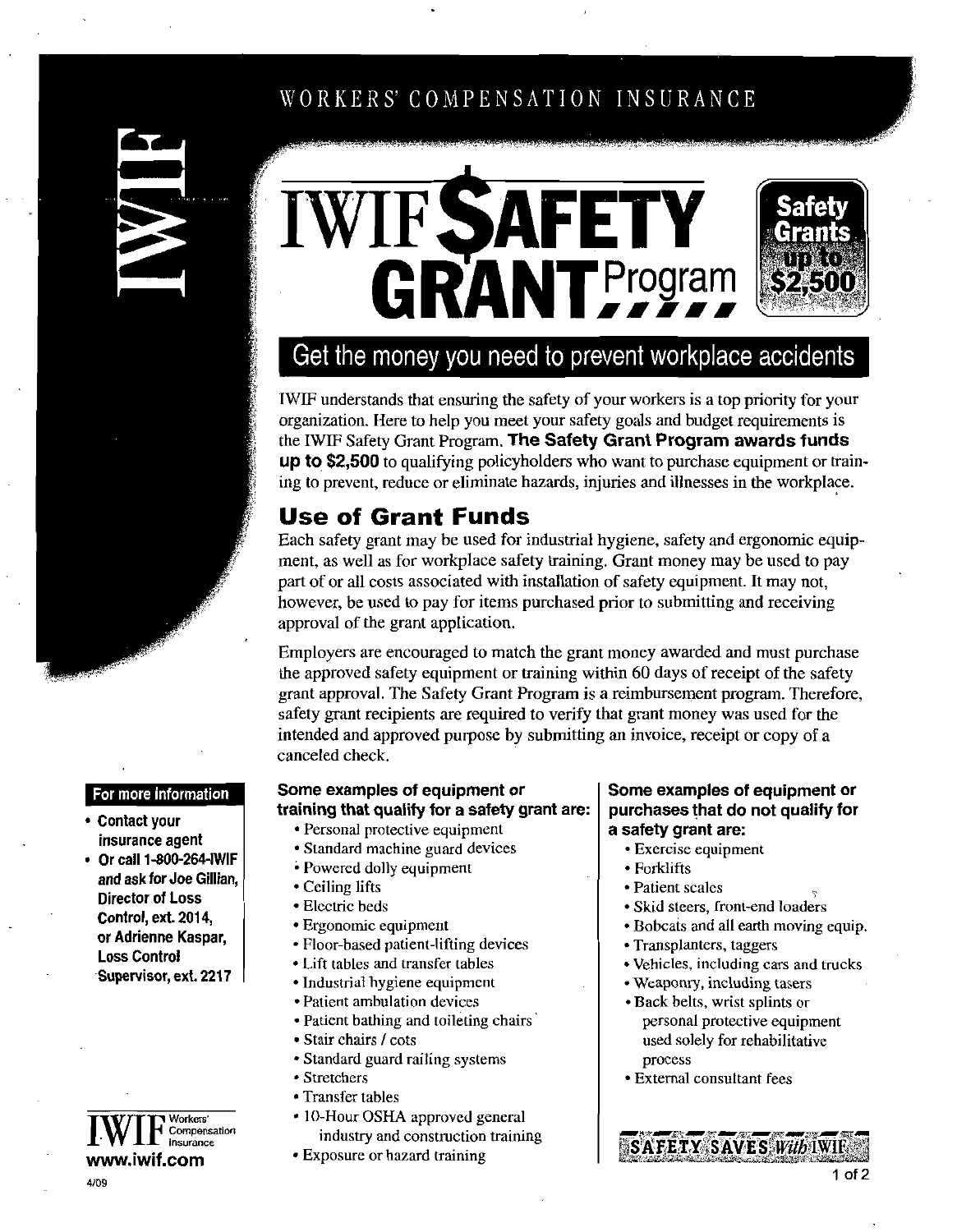WORKERS' COMPENSATION INSURANCE

IWIF

# IWIF $AFETY GRANT Program

Safety Grants up to $2,500

## Get the money you need to prevent workplace accidents

IWIF understands that ensuring the safety of your workers is a top priority for your organization. Here to help you meet your safety goals and budget requirements is the IWIF Safety Grant Program. **The Safety Grant Program awards funds up to $2,500** to qualifying policyholders who want to purchase equipment or training to prevent, reduce or eliminate hazards, injuries and illnesses in the workplace.

## Use of Grant Funds

Each safety grant may be used for industrial hygiene, safety and ergonomic equipment, as well as for workplace safety training. Grant money may be used to pay part of or all costs associated with installation of safety equipment. It may not, however, be used to pay for items purchased prior to submitting and receiving approval of the grant application.

Employers are encouraged to match the grant money awarded and must purchase the approved safety equipment or training within 60 days of receipt of the safety grant approval. The Safety Grant Program is a reimbursement program. Therefore, safety grant recipients are required to verify that grant money was used for the intended and approved purpose by submitting an invoice, receipt or copy of a canceled check.

**Some examples of equipment or training that qualify for a safety grant are:**

- Personal protective equipment
- Standard machine guard devices
- Powered dolly equipment
- Ceiling lifts
- Electric beds
- Ergonomic equipment
- Floor-based patient-lifting devices
- Lift tables and transfer tables
- Industrial hygiene equipment
- Patient ambulation devices
- Patient bathing and toileting chairs
- Stair chairs / cots
- Standard guard railing systems
- Stretchers
- Transfer tables
- 10-Hour OSHA approved general industry and construction training
- Exposure or hazard training

**Some examples of equipment or purchases that do not qualify for a safety grant are:**

- Exercise equipment
- Forklifts
- Patient scales
- Skid steers, front-end loaders
- Bobcats and all earth moving equip.
- Transplanters, taggers
- Vehicles, including cars and trucks
- Weaponry, including tasers
- Back belts, wrist splints or personal protective equipment used solely for rehabilitative process
- External consultant fees

SAFETY SAVES *With* IWIF

### For more information

- **Contact your insurance agent**
- **Or call 1-800-264-IWIF and ask for Joe Gillian, Director of Loss Control, ext. 2014, or Adrienne Kaspar, Loss Control Supervisor, ext. 2217**

IWIF Workers' Compensation Insurance
**www.iwif.com**

4/09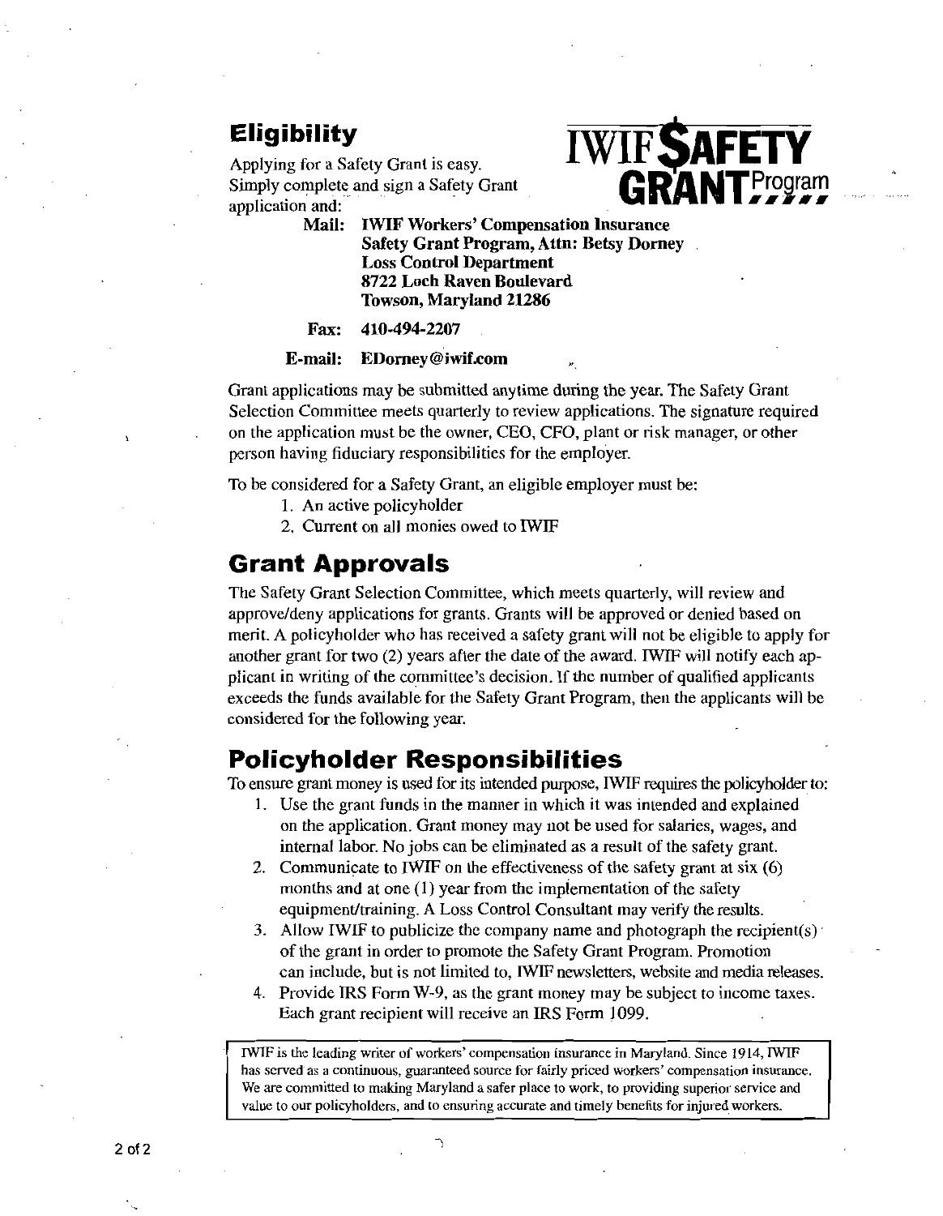## Eligibility

**IWIF SAFETY GRANT Program**

Applying for a Safety Grant is easy. Simply complete and sign a Safety Grant application and:

**Mail:** **IWIF Workers' Compensation Insurance**
**Safety Grant Program, Attn: Betsy Dorney**
**Loss Control Department**
**8722 Loch Raven Boulevard**
**Towson, Maryland 21286**

**Fax:** **410-494-2207**

**E-mail:** **EDorney@iwif.com**

Grant applications may be submitted anytime during the year. The Safety Grant Selection Committee meets quarterly to review applications. The signature required on the application must be the owner, CEO, CFO, plant or risk manager, or other person having fiduciary responsibilities for the employer.

To be considered for a Safety Grant, an eligible employer must be:

1. An active policyholder
2. Current on all monies owed to IWIF

## Grant Approvals

The Safety Grant Selection Committee, which meets quarterly, will review and approve/deny applications for grants. Grants will be approved or denied based on merit. A policyholder who has received a safety grant will not be eligible to apply for another grant for two (2) years after the date of the award. IWIF will notify each applicant in writing of the committee's decision. If the number of qualified applicants exceeds the funds available for the Safety Grant Program, then the applicants will be considered for the following year.

## Policyholder Responsibilities

To ensure grant money is used for its intended purpose, IWIF requires the policyholder to:

1. Use the grant funds in the manner in which it was intended and explained on the application. Grant money may not be used for salaries, wages, and internal labor. No jobs can be eliminated as a result of the safety grant.
2. Communicate to IWIF on the effectiveness of the safety grant at six (6) months and at one (1) year from the implementation of the safety equipment/training. A Loss Control Consultant may verify the results.
3. Allow IWIF to publicize the company name and photograph the recipient(s) of the grant in order to promote the Safety Grant Program. Promotion can include, but is not limited to, IWIF newsletters, website and media releases.
4. Provide IRS Form W-9, as the grant money may be subject to income taxes. Each grant recipient will receive an IRS Form 1099.

IWIF is the leading writer of workers' compensation insurance in Maryland. Since 1914, IWIF has served as a continuous, guaranteed source for fairly priced workers' compensation insurance. We are committed to making Maryland a safer place to work, to providing superior service and value to our policyholders, and to ensuring accurate and timely benefits for injured workers.